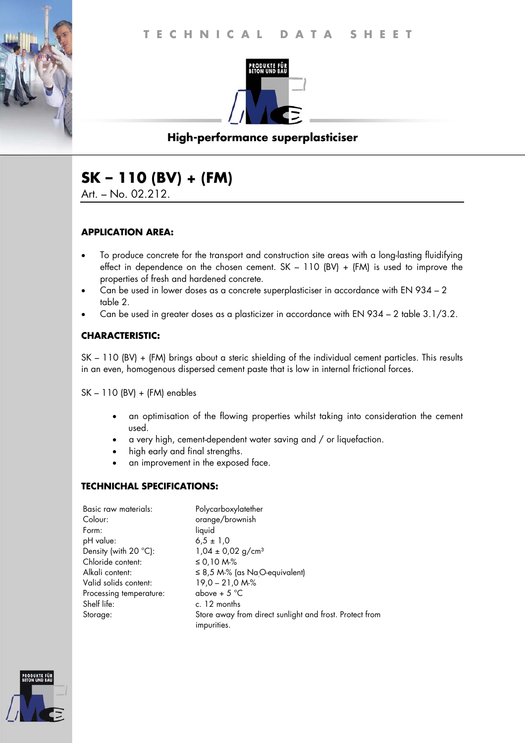TECHNICAL DATA SHEET

PRODUKTE FÜR BETON UND BAU

**High-performance superplasticiser**

# SK – 110 (BV) + (FM)

Art. – No. 02.212.

### APPLICATION AREA:

- To produce concrete for the transport and construction site areas with a long-lasting fluidifying effect in dependence on the chosen cement. SK – 110 (BV) + (FM) is used to improve the properties of fresh and hardened concrete.
- Can be used in lower doses as a concrete superplasticiser in accordance with EN 934 – 2 table 2.
- Can be used in greater doses as a plasticizer in accordance with EN 934 – 2 table 3.1/3.2.

### CHARACTERISTIC:

SK – 110 (BV) + (FM) brings about a steric shielding of the individual cement particles. This results in an even, homogenous dispersed cement paste that is low in internal frictional forces.

SK – 110 (BV) + (FM) enables

- an optimisation of the flowing properties whilst taking into consideration the cement used.
- a very high, cement-dependent water saving and / or liquefaction.
- high early and final strengths.
- an improvement in the exposed face.

### TECHNICHAL SPECIFICATIONS:

| | |
|---|---|
| Basic raw materials: | Polycarboxylatether |
| Colour: | orange/brownish |
| Form: | liquid |
| pH value: | 6,5 ± 1,0 |
| Density (with 20 °C): | 1,04 ± 0,02 g/cm³ |
| Chloride content: | ≤ 0,10 M-% |
| Alkali content: | ≤ 8,5 M-% (as $Na_2O$-equivalent) |
| Valid solids content: | 19,0 – 21,0 M-% |
| Processing temperature: | above + 5 °C |
| Shelf life: | c. 12 months |
| Storage: | Store away from direct sunlight and frost. Protect from impurities. |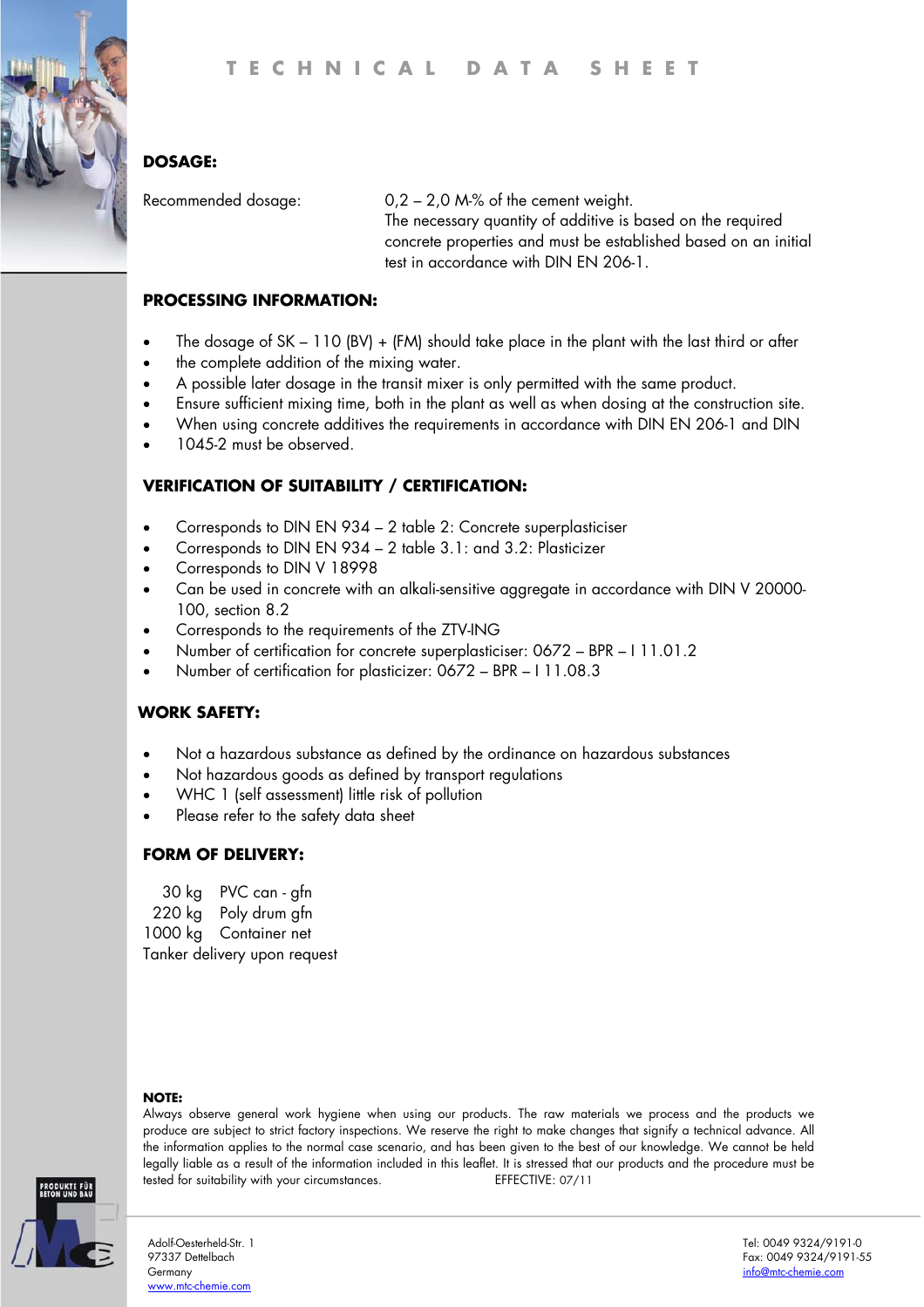# TECHNICAL DATA SHEET

## DOSAGE:

Recommended dosage: 0,2 – 2,0 M-% of the cement weight.
The necessary quantity of additive is based on the required concrete properties and must be established based on an initial test in accordance with DIN EN 206-1.

## PROCESSING INFORMATION:

- The dosage of SK – 110 (BV) + (FM) should take place in the plant with the last third or after
- the complete addition of the mixing water.
- A possible later dosage in the transit mixer is only permitted with the same product.
- Ensure sufficient mixing time, both in the plant as well as when dosing at the construction site.
- When using concrete additives the requirements in accordance with DIN EN 206-1 and DIN
- 1045-2 must be observed.

## VERIFICATION OF SUITABILITY / CERTIFICATION:

- Corresponds to DIN EN 934 – 2 table 2: Concrete superplasticiser
- Corresponds to DIN EN 934 – 2 table 3.1: and 3.2: Plasticizer
- Corresponds to DIN V 18998
- Can be used in concrete with an alkali-sensitive aggregate in accordance with DIN V 20000-100, section 8.2
- Corresponds to the requirements of the ZTV-ING
- Number of certification for concrete superplasticiser: 0672 – BPR – I 11.01.2
- Number of certification for plasticizer: 0672 – BPR – I 11.08.3

## WORK SAFETY:

- Not a hazardous substance as defined by the ordinance on hazardous substances
- Not hazardous goods as defined by transport regulations
- WHC 1 (self assessment) little risk of pollution
- Please refer to the safety data sheet

## FORM OF DELIVERY:

30 kg PVC can - gfn
220 kg Poly drum gfn
1000 kg Container net
Tanker delivery upon request

**NOTE:**
Always observe general work hygiene when using our products. The raw materials we process and the products we produce are subject to strict factory inspections. We reserve the right to make changes that signify a technical advance. All the information applies to the normal case scenario, and has been given to the best of our knowledge. We cannot be held legally liable as a result of the information included in this leaflet. It is stressed that our products and the procedure must be tested for suitability with your circumstances. EFFECTIVE: 07/11

PRODUKTE FÜR BETON UND BAU

Adolf-Oesterheld-Str. 1
97337 Dettelbach
Germany
www.mtc-chemie.com

Tel: 0049 9324/9191-0
Fax: 0049 9324/9191-55
info@mtc-chemie.com